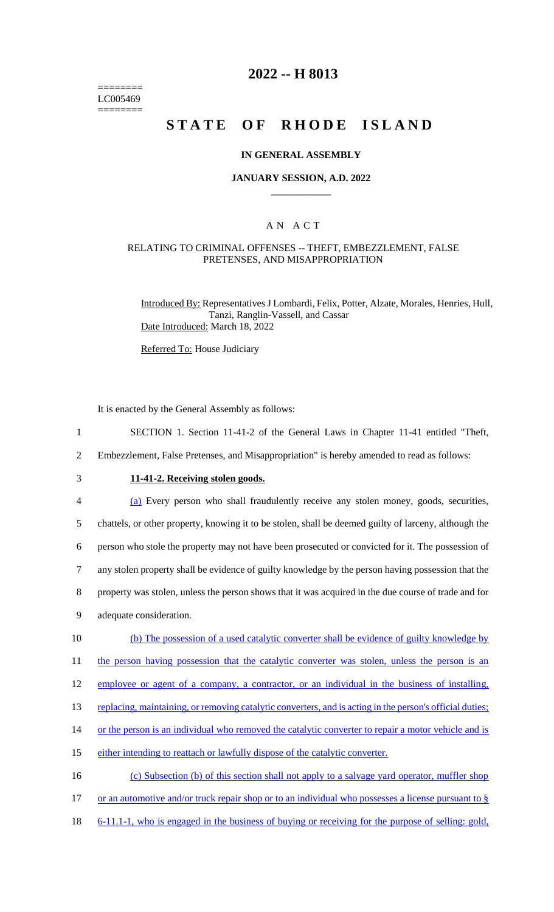========
LC005469
========

# 2022 -- H 8013

# STATE OF RHODE ISLAND

### IN GENERAL ASSEMBLY

### JANUARY SESSION, A.D. 2022

## A N A C T

### RELATING TO CRIMINAL OFFENSES -- THEFT, EMBEZZLEMENT, FALSE PRETENSES, AND MISAPPROPRIATION

Introduced By: Representatives J Lombardi, Felix, Potter, Alzate, Morales, Henries, Hull, Tanzi, Ranglin-Vassell, and Cassar
Date Introduced: March 18, 2022

Referred To: House Judiciary

It is enacted by the General Assembly as follows:

1 SECTION 1. Section 11-41-2 of the General Laws in Chapter 11-41 entitled "Theft,
2 Embezzlement, False Pretenses, and Misappropriation" is hereby amended to read as follows:

3 **11-41-2. Receiving stolen goods.**

4 (a) Every person who shall fraudulently receive any stolen money, goods, securities,
5 chattels, or other property, knowing it to be stolen, shall be deemed guilty of larceny, although the
6 person who stole the property may not have been prosecuted or convicted for it. The possession of
7 any stolen property shall be evidence of guilty knowledge by the person having possession that the
8 property was stolen, unless the person shows that it was acquired in the due course of trade and for
9 adequate consideration.

10 (b) The possession of a used catalytic converter shall be evidence of guilty knowledge by
11 the person having possession that the catalytic converter was stolen, unless the person is an
12 employee or agent of a company, a contractor, or an individual in the business of installing,
13 replacing, maintaining, or removing catalytic converters, and is acting in the person's official duties;
14 or the person is an individual who removed the catalytic converter to repair a motor vehicle and is
15 either intending to reattach or lawfully dispose of the catalytic converter.

16 (c) Subsection (b) of this section shall not apply to a salvage yard operator, muffler shop
17 or an automotive and/or truck repair shop or to an individual who possesses a license pursuant to §
18 6-11.1-1, who is engaged in the business of buying or receiving for the purpose of selling: gold,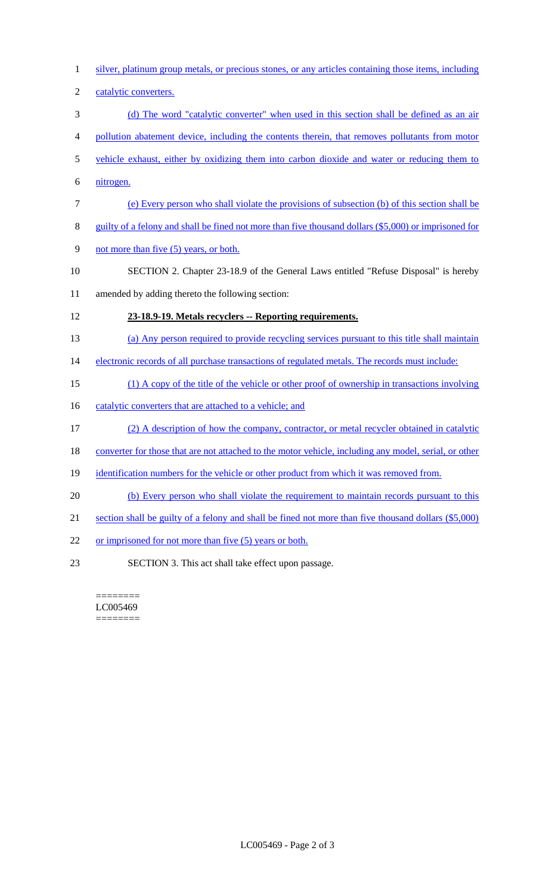silver, platinum group metals, or precious stones, or any articles containing those items, including catalytic converters.

(d) The word "catalytic converter" when used in this section shall be defined as an air pollution abatement device, including the contents therein, that removes pollutants from motor vehicle exhaust, either by oxidizing them into carbon dioxide and water or reducing them to nitrogen.

(e) Every person who shall violate the provisions of subsection (b) of this section shall be guilty of a felony and shall be fined not more than five thousand dollars ($5,000) or imprisoned for not more than five (5) years, or both.

SECTION 2. Chapter 23-18.9 of the General Laws entitled "Refuse Disposal" is hereby amended by adding thereto the following section:

**23-18.9-19. Metals recyclers -- Reporting requirements.**

(a) Any person required to provide recycling services pursuant to this title shall maintain electronic records of all purchase transactions of regulated metals. The records must include:

(1) A copy of the title of the vehicle or other proof of ownership in transactions involving catalytic converters that are attached to a vehicle; and

(2) A description of how the company, contractor, or metal recycler obtained in catalytic converter for those that are not attached to the motor vehicle, including any model, serial, or other identification numbers for the vehicle or other product from which it was removed from.

(b) Every person who shall violate the requirement to maintain records pursuant to this section shall be guilty of a felony and shall be fined not more than five thousand dollars ($5,000) or imprisoned for not more than five (5) years or both.

SECTION 3. This act shall take effect upon passage.

========
LC005469
========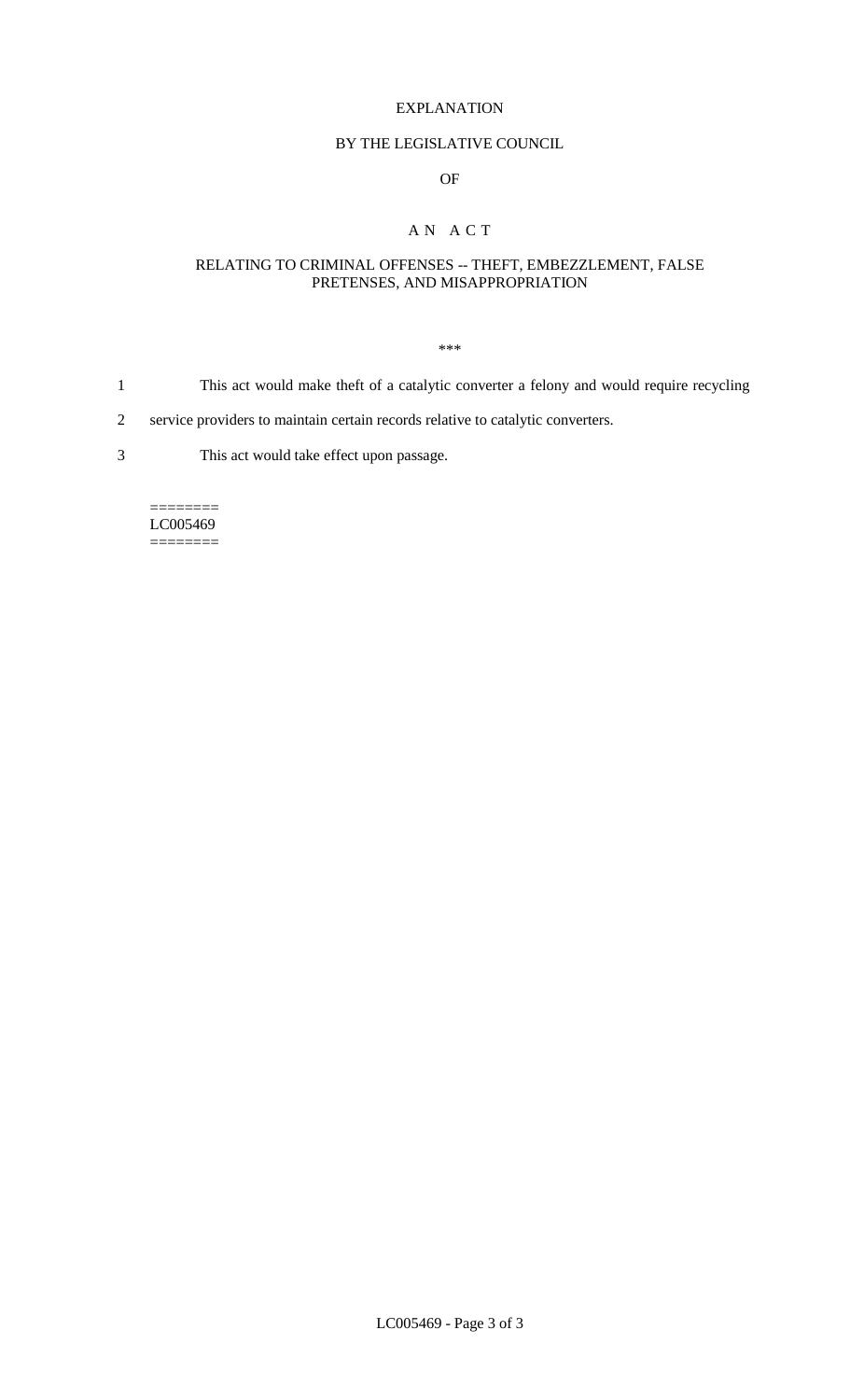EXPLANATION

BY THE LEGISLATIVE COUNCIL

OF

A N A C T

RELATING TO CRIMINAL OFFENSES -- THEFT, EMBEZZLEMENT, FALSE PRETENSES, AND MISAPPROPRIATION

\*\*\*

1 This act would make theft of a catalytic converter a felony and would require recycling
2 service providers to maintain certain records relative to catalytic converters.
3 This act would take effect upon passage.

========
LC005469
========